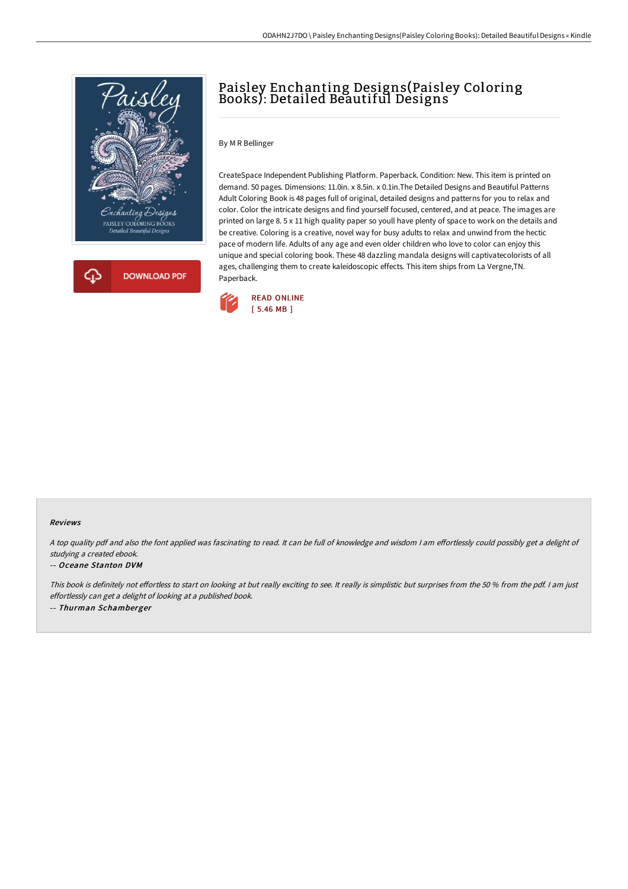# Paisley Enchanting Designs(Paisley Coloring Books): Detailed Beautiful Designs

By M R Bellinger

CreateSpace Independent Publishing Platform. Paperback. Condition: New. This item is printed on demand. 50 pages. Dimensions: 11.0in. x 8.5in. x 0.1in.The Detailed Designs and Beautiful Patterns Adult Coloring Book is 48 pages full of original, detailed designs and patterns for you to relax and color. Color the intricate designs and find yourself focused, centered, and at peace. The images are printed on large 8. 5 x 11 high quality paper so youll have plenty of space to work on the details and be creative. Coloring is a creative, novel way for busy adults to relax and unwind from the hectic pace of modern life. Adults of any age and even older children who love to color can enjoy this unique and special coloring book. These 48 dazzling mandala designs will captivatecolorists of all ages, challenging them to create kaleidoscopic effects. This item ships from La Vergne,TN. Paperback.

DOWNLOAD PDF

READ ONLINE
[ 5.46 MB ]

#### Reviews

*A top quality pdf and also the font applied was fascinating to read. It can be full of knowledge and wisdom I am effortlessly could possibly get a delight of studying a created ebook.*

-- *Oceane Stanton DVM*

*This book is definitely not effortless to start on looking at but really exciting to see. It really is simplistic but surprises from the 50 % from the pdf. I am just effortlessly can get a delight of looking at a published book.*

-- *Thurman Schamberger*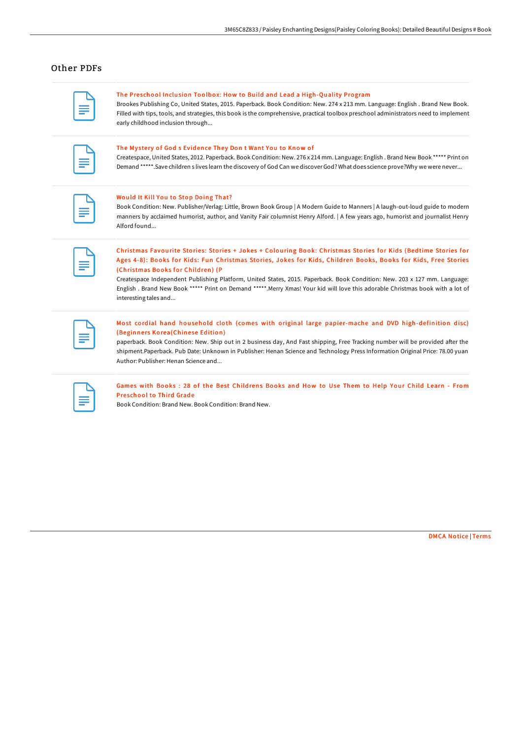## Other PDFs

### The Preschool Inclusion Toolbox: How to Build and Lead a High-Quality Program

Brookes Publishing Co, United States, 2015. Paperback. Book Condition: New. 274 x 213 mm. Language: English . Brand New Book. Filled with tips, tools, and strategies, this book is the comprehensive, practical toolbox preschool administrators need to implement early childhood inclusion through...

### The Mystery of God s Evidence They Don t Want You to Know of

Createspace, United States, 2012. Paperback. Book Condition: New. 276 x 214 mm. Language: English . Brand New Book ***** Print on Demand *****.Save children s lives learn the discovery of God Can we discover God? What does science prove?Why we were never...

### Would It Kill You to Stop Doing That?

Book Condition: New. Publisher/Verlag: Little, Brown Book Group | A Modern Guide to Manners | A laugh-out-loud guide to modern manners by acclaimed humorist, author, and Vanity Fair columnist Henry Alford. | A few years ago, humorist and journalist Henry Alford found...

### Christmas Favourite Stories: Stories + Jokes + Colouring Book: Christmas Stories for Kids (Bedtime Stories for Ages 4-8): Books for Kids: Fun Christmas Stories, Jokes for Kids, Children Books, Books for Kids, Free Stories (Christmas Books for Children) (P

Createspace Independent Publishing Platform, United States, 2015. Paperback. Book Condition: New. 203 x 127 mm. Language: English . Brand New Book ***** Print on Demand *****.Merry Xmas! Your kid will love this adorable Christmas book with a lot of interesting tales and...

### Most cordial hand household cloth (comes with original large papier-mache and DVD high-definition disc) (Beginners Korea(Chinese Edition)

paperback. Book Condition: New. Ship out in 2 business day, And Fast shipping, Free Tracking number will be provided after the shipment.Paperback. Pub Date: Unknown in Publisher: Henan Science and Technology Press Information Original Price: 78.00 yuan Author: Publisher: Henan Science and...

### Games with Books : 28 of the Best Childrens Books and How to Use Them to Help Your Child Learn - From Preschool to Third Grade

Book Condition: Brand New. Book Condition: Brand New.